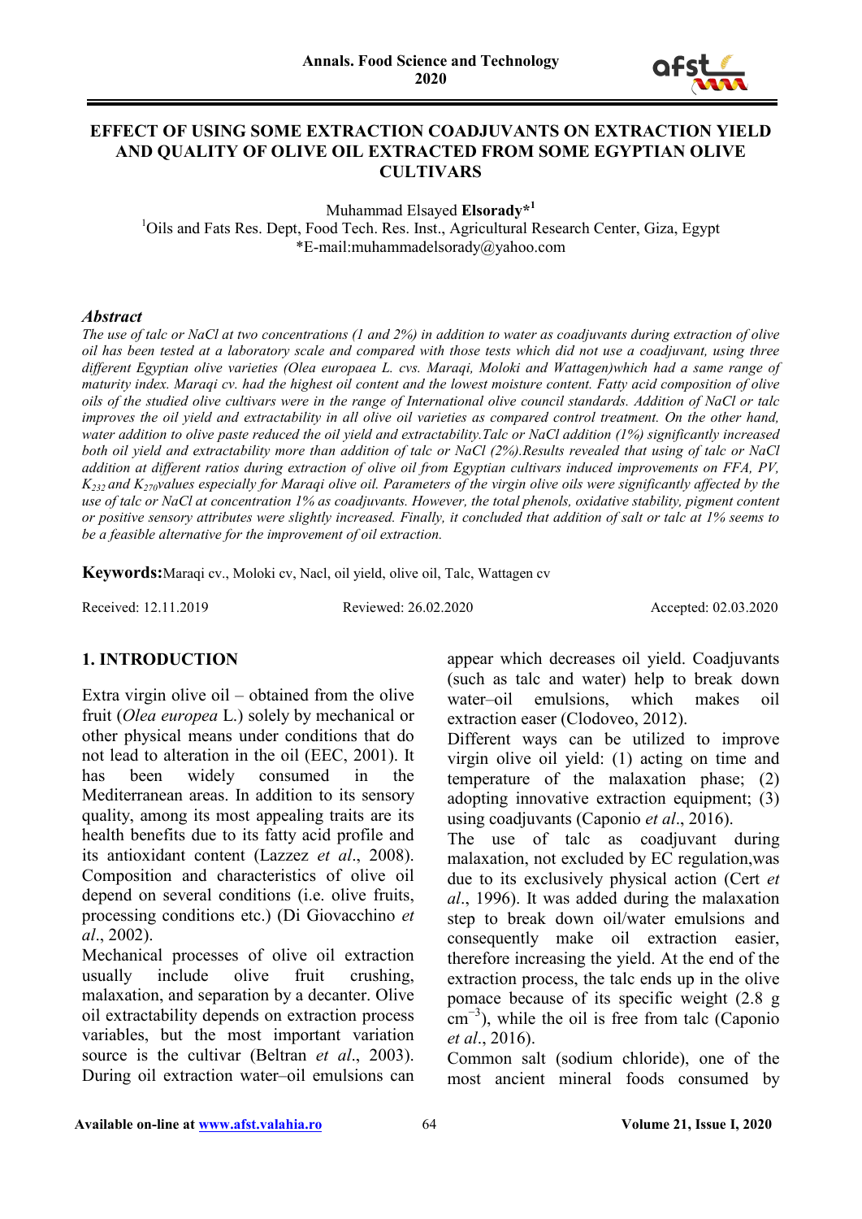# EFFECT OF USING SOME EXTRACTION COADJUVANTS ON EXTRACTION YIELD AND QUALITY OF OLIVE OIL EXTRACTED FROM SOME EGYPTIAN OLIVE CULTIVARS

Muhammad Elsayed **Elsorady***[1]

[1]Oils and Fats Res. Dept, Food Tech. Res. Inst., Agricultural Research Center, Giza, Egypt
*E-mail:muhammadelsorady@yahoo.com

### *Abstract*

*The use of talc or NaCl at two concentrations (1 and 2%) in addition to water as coadjuvants during extraction of olive oil has been tested at a laboratory scale and compared with those tests which did not use a coadjuvant, using three different Egyptian olive varieties (Olea europaea L. cvs. Maraqi, Moloki and Wattagen)which had a same range of maturity index. Maraqi cv. had the highest oil content and the lowest moisture content. Fatty acid composition of olive oils of the studied olive cultivars were in the range of International olive council standards. Addition of NaCl or talc improves the oil yield and extractability in all olive oil varieties as compared control treatment. On the other hand, water addition to olive paste reduced the oil yield and extractability.Talc or NaCl addition (1%) significantly increased both oil yield and extractability more than addition of talc or NaCl (2%).Results revealed that using of talc or NaCl addition at different ratios during extraction of olive oil from Egyptian cultivars induced improvements on FFA, PV, $K_{232}$ and $K_{270}$values especially for Maraqi olive oil. Parameters of the virgin olive oils were significantly affected by the use of talc or NaCl at concentration 1% as coadjuvants. However, the total phenols, oxidative stability, pigment content or positive sensory attributes were slightly increased. Finally, it concluded that addition of salt or talc at 1% seems to be a feasible alternative for the improvement of oil extraction.*

**Keywords:**Maraqi cv., Moloki cv, Nacl, oil yield, olive oil, Talc, Wattagen cv

Received: 12.11.2019 Reviewed: 26.02.2020 Accepted: 02.03.2020

## 1. INTRODUCTION

Extra virgin olive oil – obtained from the olive fruit (*Olea europea* L.) solely by mechanical or other physical means under conditions that do not lead to alteration in the oil (EEC, 2001). It has been widely consumed in the Mediterranean areas. In addition to its sensory quality, among its most appealing traits are its health benefits due to its fatty acid profile and its antioxidant content (Lazzez *et al*., 2008). Composition and characteristics of olive oil depend on several conditions (i.e. olive fruits, processing conditions etc.) (Di Giovacchino *et al*., 2002).

Mechanical processes of olive oil extraction usually include olive fruit crushing, malaxation, and separation by a decanter. Olive oil extractability depends on extraction process variables, but the most important variation source is the cultivar (Beltran *et al*., 2003). During oil extraction water–oil emulsions can appear which decreases oil yield. Coadjuvants (such as talc and water) help to break down water–oil emulsions, which makes oil extraction easer (Clodoveo, 2012).

Different ways can be utilized to improve virgin olive oil yield: (1) acting on time and temperature of the malaxation phase; (2) adopting innovative extraction equipment; (3) using coadjuvants (Caponio *et al*., 2016).

The use of talc as coadjuvant during malaxation, not excluded by EC regulation,was due to its exclusively physical action (Cert *et al*., 1996). It was added during the malaxation step to break down oil/water emulsions and consequently make oil extraction easier, therefore increasing the yield. At the end of the extraction process, the talc ends up in the olive pomace because of its specific weight (2.8 g $cm^{-3}$), while the oil is free from talc (Caponio *et al*., 2016).

Common salt (sodium chloride), one of the most ancient mineral foods consumed by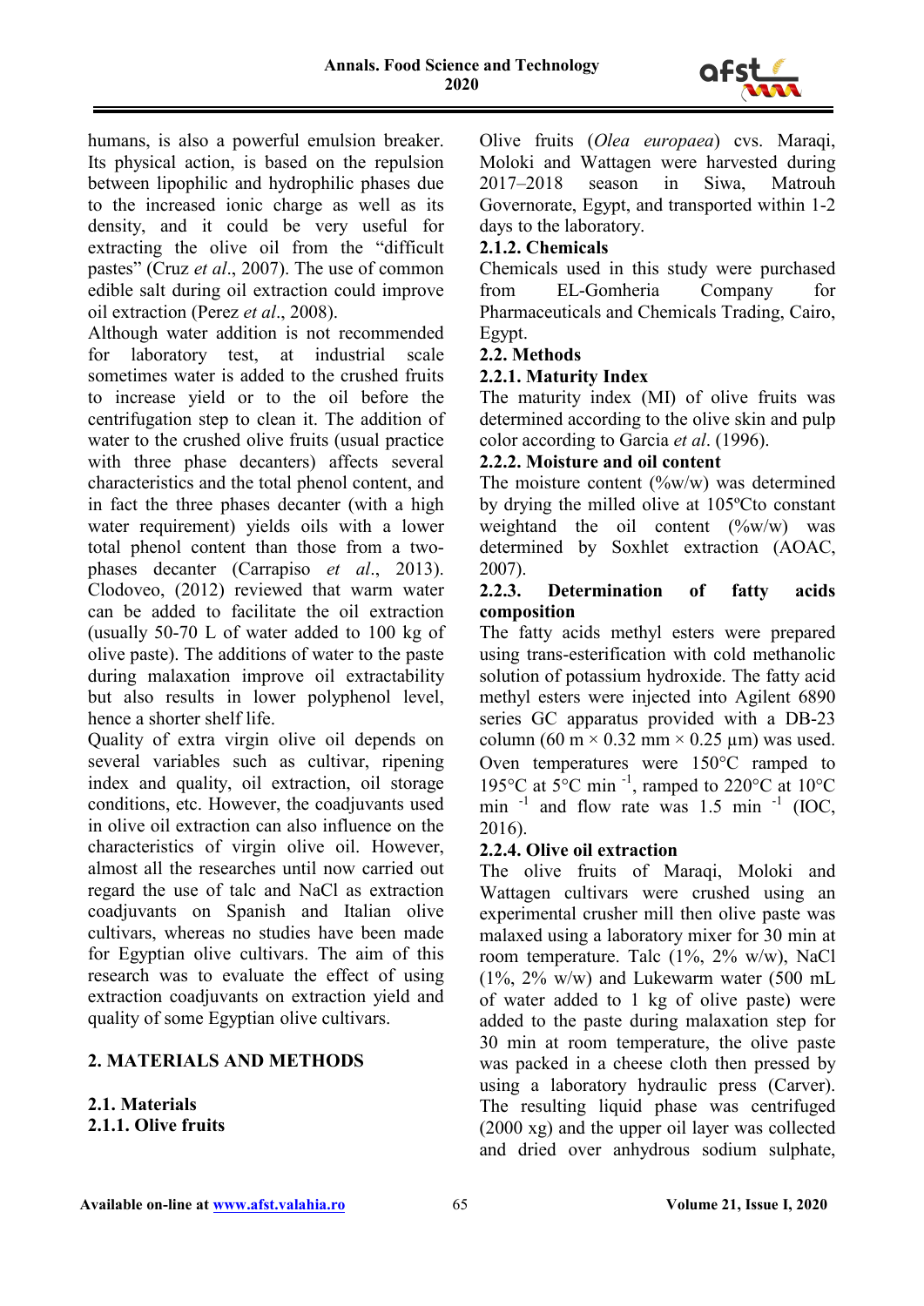humans, is also a powerful emulsion breaker. Its physical action, is based on the repulsion between lipophilic and hydrophilic phases due to the increased ionic charge as well as its density, and it could be very useful for extracting the olive oil from the "difficult pastes" (Cruz *et al*., 2007). The use of common edible salt during oil extraction could improve oil extraction (Perez *et al*., 2008).

Although water addition is not recommended for laboratory test, at industrial scale sometimes water is added to the crushed fruits to increase yield or to the oil before the centrifugation step to clean it. The addition of water to the crushed olive fruits (usual practice with three phase decanters) affects several characteristics and the total phenol content, and in fact the three phases decanter (with a high water requirement) yields oils with a lower total phenol content than those from a two-phases decanter (Carrapiso *et al*., 2013). Clodoveo, (2012) reviewed that warm water can be added to facilitate the oil extraction (usually 50-70 L of water added to 100 kg of olive paste). The additions of water to the paste during malaxation improve oil extractability but also results in lower polyphenol level, hence a shorter shelf life.

Quality of extra virgin olive oil depends on several variables such as cultivar, ripening index and quality, oil extraction, oil storage conditions, etc. However, the coadjuvants used in olive oil extraction can also influence on the characteristics of virgin olive oil. However, almost all the researches until now carried out regard the use of talc and NaCl as extraction coadjuvants on Spanish and Italian olive cultivars, whereas no studies have been made for Egyptian olive cultivars. The aim of this research was to evaluate the effect of using extraction coadjuvants on extraction yield and quality of some Egyptian olive cultivars.

## 2. MATERIALS AND METHODS

### 2.1. Materials

#### 2.1.1. Olive fruits

Olive fruits (*Olea europaea*) cvs. Maraqi, Moloki and Wattagen were harvested during 2017–2018 season in Siwa, Matrouh Governorate, Egypt, and transported within 1-2 days to the laboratory.

#### 2.1.2. Chemicals

Chemicals used in this study were purchased from EL-Gomheria Company for Pharmaceuticals and Chemicals Trading, Cairo, Egypt.

### 2.2. Methods

#### 2.2.1. Maturity Index

The maturity index (MI) of olive fruits was determined according to the olive skin and pulp color according to Garcia *et al*. (1996).

#### 2.2.2. Moisture and oil content

The moisture content (%w/w) was determined by drying the milled olive at 105ºCto constant weightand the oil content (%w/w) was determined by Soxhlet extraction (AOAC, 2007).

#### 2.2.3. Determination of fatty acids composition

The fatty acids methyl esters were prepared using trans-esterification with cold methanolic solution of potassium hydroxide. The fatty acid methyl esters were injected into Agilent 6890 series GC apparatus provided with a DB-23 column (60 m × 0.32 mm × 0.25 µm) was used. Oven temperatures were 150°C ramped to 195°C at 5°C min $^{-1}$, ramped to 220°C at 10°C min $^{-1}$ and flow rate was 1.5 min $^{-1}$ (IOC, 2016).

#### 2.2.4. Olive oil extraction

The olive fruits of Maraqi, Moloki and Wattagen cultivars were crushed using an experimental crusher mill then olive paste was malaxed using a laboratory mixer for 30 min at room temperature. Talc (1%, 2% w/w), NaCl (1%, 2% w/w) and Lukewarm water (500 mL of water added to 1 kg of olive paste) were added to the paste during malaxation step for 30 min at room temperature, the olive paste was packed in a cheese cloth then pressed by using a laboratory hydraulic press (Carver). The resulting liquid phase was centrifuged (2000 xg) and the upper oil layer was collected and dried over anhydrous sodium sulphate,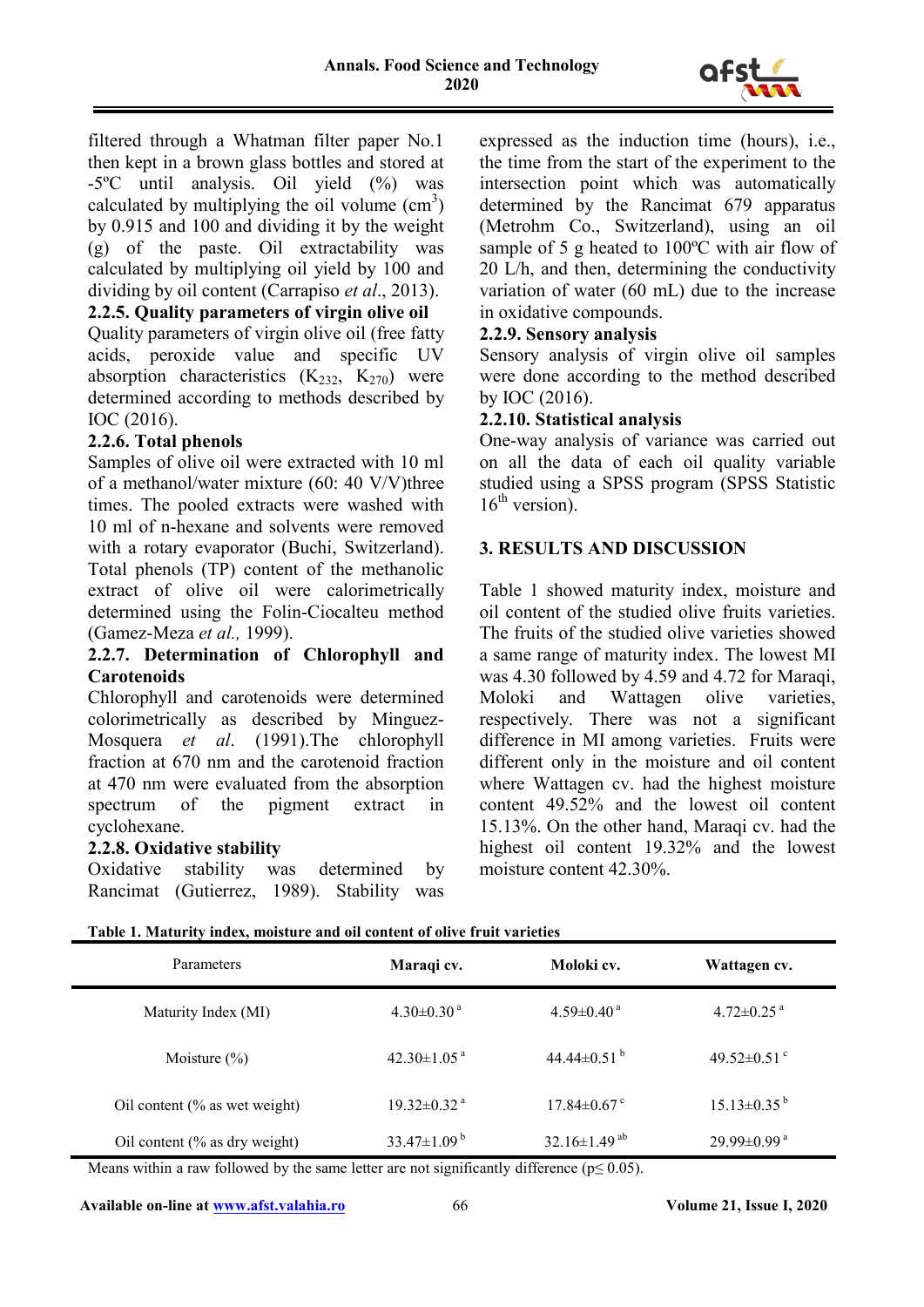filtered through a Whatman filter paper No.1 then kept in a brown glass bottles and stored at -5ºC until analysis. Oil yield (%) was calculated by multiplying the oil volume ($cm^3$) by 0.915 and 100 and dividing it by the weight (g) of the paste. Oil extractability was calculated by multiplying oil yield by 100 and dividing by oil content (Carrapiso *et al*., 2013).

**2.2.5. Quality parameters of virgin olive oil**

Quality parameters of virgin olive oil (free fatty acids, peroxide value and specific UV absorption characteristics ($K_{232}$, $K_{270}$) were determined according to methods described by IOC (2016).

**2.2.6. Total phenols**

Samples of olive oil were extracted with 10 ml of a methanol/water mixture (60: 40 V/V)three times. The pooled extracts were washed with 10 ml of n-hexane and solvents were removed with a rotary evaporator (Buchi, Switzerland). Total phenols (TP) content of the methanolic extract of olive oil were calorimetrically determined using the Folin-Ciocalteu method (Gamez-Meza *et al.,* 1999).

**2.2.7. Determination of Chlorophyll and Carotenoids**

Chlorophyll and carotenoids were determined colorimetrically as described by Minguez-Mosquera *et al*. (1991).The chlorophyll fraction at 670 nm and the carotenoid fraction at 470 nm were evaluated from the absorption spectrum of the pigment extract in cyclohexane.

**2.2.8. Oxidative stability**

Oxidative stability was determined by Rancimat (Gutierrez, 1989). Stability was expressed as the induction time (hours), i.e., the time from the start of the experiment to the intersection point which was automatically determined by the Rancimat 679 apparatus (Metrohm Co., Switzerland), using an oil sample of 5 g heated to 100ºC with air flow of 20 L/h, and then, determining the conductivity variation of water (60 mL) due to the increase in oxidative compounds.

**2.2.9. Sensory analysis**

Sensory analysis of virgin olive oil samples were done according to the method described by IOC (2016).

**2.2.10. Statistical analysis**

One-way analysis of variance was carried out on all the data of each oil quality variable studied using a SPSS program (SPSS Statistic 16th version).

## 3. RESULTS AND DISCUSSION

Table 1 showed maturity index, moisture and oil content of the studied olive fruits varieties. The fruits of the studied olive varieties showed a same range of maturity index. The lowest MI was 4.30 followed by 4.59 and 4.72 for Maraqi, Moloki and Wattagen olive varieties, respectively. There was not a significant difference in MI among varieties. Fruits were different only in the moisture and oil content where Wattagen cv. had the highest moisture content 49.52% and the lowest oil content 15.13%. On the other hand, Maraqi cv. had the highest oil content 19.32% and the lowest moisture content 42.30%.

**Table 1. Maturity index, moisture and oil content of olive fruit varieties**

| Parameters | **Maraqi cv.** | **Moloki cv.** | **Wattagen cv.** |
|---|---|---|---|
| Maturity Index (MI) | 4.30±0.30 [a] | 4.59±0.40 [a] | 4.72±0.25 [a] |
| Moisture (%) | 42.30±1.05 [a] | 44.44±0.51 [b] | 49.52±0.51 [c] |
| Oil content (% as wet weight) | 19.32±0.32 [a] | 17.84±0.67 [c] | 15.13±0.35 [b] |
| Oil content (% as dry weight) | 33.47±1.09 [b] | 32.16±1.49 [ab] | 29.99±0.99 [a] |

Means within a raw followed by the same letter are not significantly difference ($p \leq 0.05$).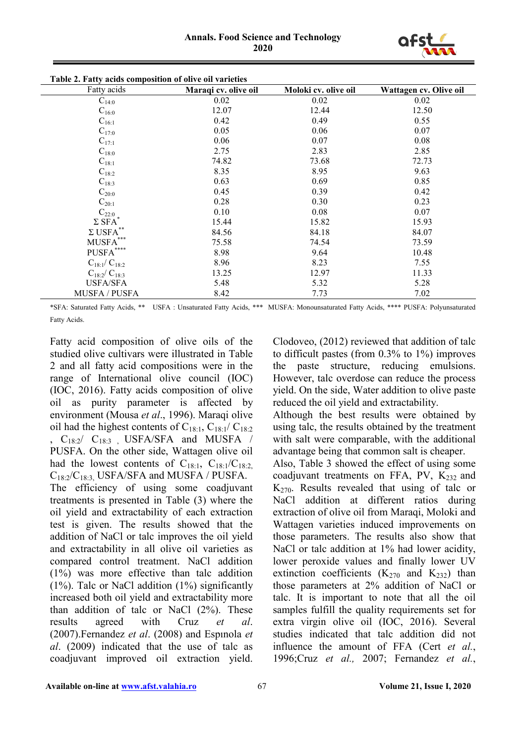**Table 2. Fatty acids composition of olive oil varieties**

| Fatty acids | Maraqi cv. olive oil | Moloki cv. olive oil | Wattagen cv. Olive oil |
|---|---|---|---|
| $C_{14:0}$ | 0.02 | 0.02 | 0.02 |
| $C_{16:0}$ | 12.07 | 12.44 | 12.50 |
| $C_{16:1}$ | 0.42 | 0.49 | 0.55 |
| $C_{17:0}$ | 0.05 | 0.06 | 0.07 |
| $C_{17:1}$ | 0.06 | 0.07 | 0.08 |
| $C_{18:0}$ | 2.75 | 2.83 | 2.85 |
| $C_{18:1}$ | 74.82 | 73.68 | 72.73 |
| $C_{18:2}$ | 8.35 | 8.95 | 9.63 |
| $C_{18:3}$ | 0.63 | 0.69 | 0.85 |
| $C_{20:0}$ | 0.45 | 0.39 | 0.42 |
| $C_{20:1}$ | 0.28 | 0.30 | 0.23 |
| $C_{22:0}$ | 0.10 | 0.08 | 0.07 |
| Σ SFA* | 15.44 | 15.82 | 15.93 |
| Σ USFA** | 84.56 | 84.18 | 84.07 |
| MUSFA*** | 75.58 | 74.54 | 73.59 |
| PUSFA**** | 8.98 | 9.64 | 10.48 |
| $C_{18:1}$/ $C_{18:2}$ | 8.96 | 8.23 | 7.55 |
| $C_{18:2}$/ $C_{18:3}$ | 13.25 | 12.97 | 11.33 |
| USFA/SFA | 5.48 | 5.32 | 5.28 |
| MUSFA / PUSFA | 8.42 | 7.73 | 7.02 |

*SFA: Saturated Fatty Acids, ** USFA : Unsaturated Fatty Acids, *** MUSFA: Monounsaturated Fatty Acids, **** PUSFA: Polyunsaturated Fatty Acids.

Fatty acid composition of olive oils of the studied olive cultivars were illustrated in Table 2 and all fatty acid compositions were in the range of International olive council (IOC) (IOC, 2016). Fatty acids composition of olive oil as purity parameter is affected by environment (Mousa *et al*., 1996). Maraqi olive oil had the highest contents of $C_{18:1}$, $C_{18:1}$/ $C_{18:2}$ , $C_{18:2}$/ $C_{18:3}$ , USFA/SFA and MUSFA / PUSFA. On the other side, Wattagen olive oil had the lowest contents of $C_{18:1}$, $C_{18:1}$/$C_{18:2}$, $C_{18:2}$/$C_{18:3}$, USFA/SFA and MUSFA / PUSFA.

The efficiency of using some coadjuvant treatments is presented in Table (3) where the oil yield and extractability of each extraction test is given. The results showed that the addition of NaCl or talc improves the oil yield and extractability in all olive oil varieties as compared control treatment. NaCl addition (1%) was more effective than talc addition (1%). Talc or NaCl addition (1%) significantly increased both oil yield and extractability more than addition of talc or NaCl (2%). These results agreed with Cruz *et al*. (2007).Fernandez *et al*. (2008) and Espınola *et al*. (2009) indicated that the use of talc as coadjuvant improved oil extraction yield. Clodoveo, (2012) reviewed that addition of talc to difficult pastes (from 0.3% to 1%) improves the paste structure, reducing emulsions. However, talc overdose can reduce the process yield. On the side, Water addition to olive paste reduced the oil yield and extractability.

Although the best results were obtained by using talc, the results obtained by the treatment with salt were comparable, with the additional advantage being that common salt is cheaper.

Also, Table 3 showed the effect of using some coadjuvant treatments on FFA, PV, $K_{232}$ and $K_{270}$. Results revealed that using of talc or NaCl addition at different ratios during extraction of olive oil from Maraqi, Moloki and Wattagen varieties induced improvements on those parameters. The results also show that NaCl or talc addition at 1% had lower acidity, lower peroxide values and finally lower UV extinction coefficients ($K_{270}$ and $K_{232}$) than those parameters at 2% addition of NaCl or talc. It is important to note that all the oil samples fulfill the quality requirements set for extra virgin olive oil (IOC, 2016). Several studies indicated that talc addition did not influence the amount of FFA (Cert *et al.*, 1996;Cruz *et al.,* 2007; Fernandez *et al.*,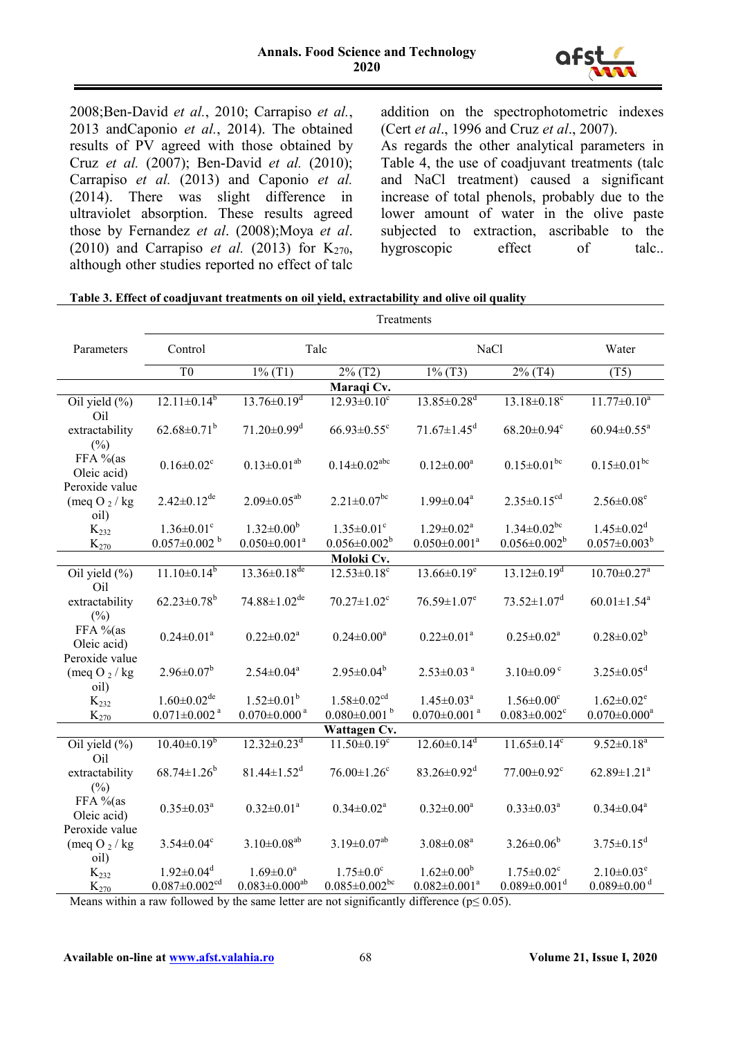2008;Ben-David *et al.*, 2010; Carrapiso *et al.*, 2013 andCaponio *et al.*, 2014). The obtained results of PV agreed with those obtained by Cruz *et al.* (2007); Ben-David *et al.* (2010); Carrapiso *et al.* (2013) and Caponio *et al.* (2014). There was slight difference in ultraviolet absorption. These results agreed those by Fernandez *et al*. (2008);Moya *et al*. (2010) and Carrapiso *et al.* (2013) for $K_{270}$, although other studies reported no effect of talc addition on the spectrophotometric indexes (Cert *et al*., 1996 and Cruz *et al*., 2007).

As regards the other analytical parameters in Table 4, the use of coadjuvant treatments (talc and NaCl treatment) caused a significant increase of total phenols, probably due to the lower amount of water in the olive paste subjected to extraction, ascribable to the hygroscopic effect of talc..

**Table 3. Effect of coadjuvant treatments on oil yield, extractability and olive oil quality**

| Parameters | Treatments | | | | | |
|---|---|---|---|---|---|---|
| | Control | Talc | | NaCl | | Water |
| | T0 | 1% (T1) | 2% (T2) | 1% (T3) | 2% (T4) | (T5) |
| **Maraqi Cv.** | | | | | | |
| Oil yield (%) | 12.11±0.14[b] | 13.76±0.19[d] | 12.93±0.10[c] | 13.85±0.28[d] | 13.18±0.18[c] | 11.77±0.10[a] |
| Oil extractability (%) | 62.68±0.71[b] | 71.20±0.99[d] | 66.93±0.55[c] | 71.67±1.45[d] | 68.20±0.94[c] | 60.94±0.55[a] |
| FFA %(as Oleic acid) | 0.16±0.02[c] | 0.13±0.01[ab] | 0.14±0.02[abc] | 0.12±0.00[a] | 0.15±0.01[bc] | 0.15±0.01[bc] |
| Peroxide value (meq $O_2$ / kg oil) | 2.42±0.12[de] | 2.09±0.05[ab] | 2.21±0.07[bc] | 1.99±0.04[a] | 2.35±0.15[cd] | 2.56±0.08[e] |
| $K_{232}$ | 1.36±0.01[c] | 1.32±0.00[b] | 1.35±0.01[c] | 1.29±0.02[a] | 1.34±0.02[bc] | 1.45±0.02[d] |
| $K_{270}$ | 0.057±0.002 [b] | 0.050±0.001[a] | 0.056±0.002[b] | 0.050±0.001[a] | 0.056±0.002[b] | 0.057±0.003[b] |
| **Moloki Cv.** | | | | | | |
| Oil yield (%) | 11.10±0.14[b] | 13.36±0.18[de] | 12.53±0.18[c] | 13.66±0.19[e] | 13.12±0.19[d] | 10.70±0.27[a] |
| Oil extractability (%) | 62.23±0.78[b] | 74.88±1.02[de] | 70.27±1.02[c] | 76.59±1.07[e] | 73.52±1.07[d] | 60.01±1.54[a] |
| FFA %(as Oleic acid) | 0.24±0.01[a] | 0.22±0.02[a] | 0.24±0.00[a] | 0.22±0.01[a] | 0.25±0.02[a] | 0.28±0.02[b] |
| Peroxide value (meq $O_2$ / kg oil) | 2.96±0.07[b] | 2.54±0.04[a] | 2.95±0.04[b] | 2.53±0.03 [a] | 3.10±0.09 [c] | 3.25±0.05[d] |
| $K_{232}$ | 1.60±0.02[de] | 1.52±0.01[b] | 1.58±0.02[cd] | 1.45±0.03[a] | 1.56±0.00[c] | 1.62±0.02[e] |
| $K_{270}$ | 0.071±0.002 [a] | 0.070±0.000 [a] | 0.080±0.001 [b] | 0.070±0.001 [a] | 0.083±0.002[c] | 0.070±0.000[a] |
| **Wattagen Cv.** | | | | | | |
| Oil yield (%) | 10.40±0.19[b] | 12.32±0.23[d] | 11.50±0.19[c] | 12.60±0.14[d] | 11.65±0.14[c] | 9.52±0.18[a] |
| Oil extractability (%) | 68.74±1.26[b] | 81.44±1.52[d] | 76.00±1.26[c] | 83.26±0.92[d] | 77.00±0.92[c] | 62.89±1.21[a] |
| FFA %(as Oleic acid) | 0.35±0.03[a] | 0.32±0.01[a] | 0.34±0.02[a] | 0.32±0.00[a] | 0.33±0.03[a] | 0.34±0.04[a] |
| Peroxide value (meq $O_2$ / kg oil) | 3.54±0.04[c] | 3.10±0.08[ab] | 3.19±0.07[ab] | 3.08±0.08[a] | 3.26±0.06[b] | 3.75±0.15[d] |
| $K_{232}$ | 1.92±0.04[d] | 1.69±0.0[a] | 1.75±0.0[c] | 1.62±0.00[b] | 1.75±0.02[c] | 2.10±0.03[e] |
| $K_{270}$ | 0.087±0.002[cd] | 0.083±0.000[ab] | 0.085±0.002[bc] | 0.082±0.001[a] | 0.089±0.001[d] | 0.089±0.00 [d] |

Means within a raw followed by the same letter are not significantly difference ($p \leq 0.05$).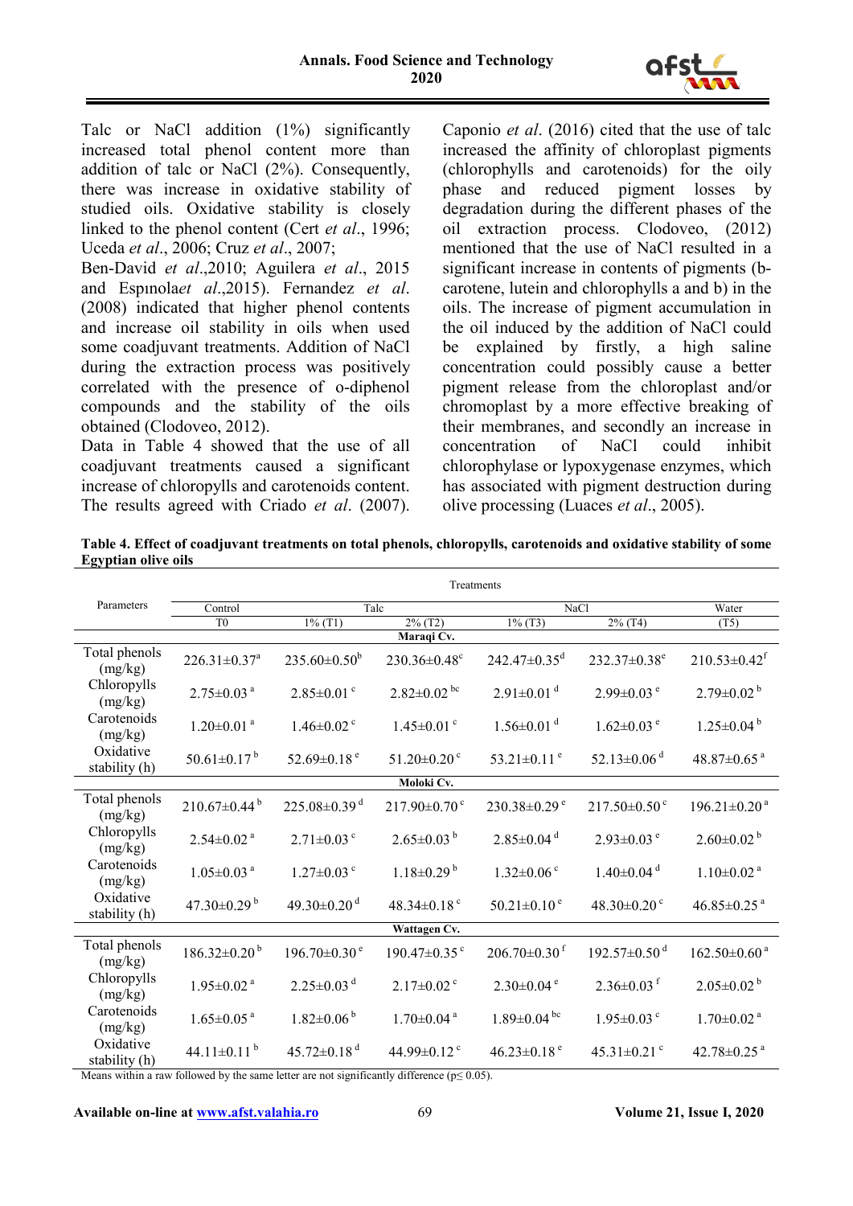Talc or NaCl addition (1%) significantly increased total phenol content more than addition of talc or NaCl (2%). Consequently, there was increase in oxidative stability of studied oils. Oxidative stability is closely linked to the phenol content (Cert *et al*., 1996; Uceda *et al*., 2006; Cruz *et al*., 2007;

Ben-David *et al*.,2010; Aguilera *et al*., 2015 and Espınola*et al*.,2015). Fernandez *et al*. (2008) indicated that higher phenol contents and increase oil stability in oils when used some coadjuvant treatments. Addition of NaCl during the extraction process was positively correlated with the presence of o-diphenol compounds and the stability of the oils obtained (Clodoveo, 2012).

Data in Table 4 showed that the use of all coadjuvant treatments caused a significant increase of chloropylls and carotenoids content. The results agreed with Criado *et al*. (2007). Caponio *et al*. (2016) cited that the use of talc increased the affinity of chloroplast pigments (chlorophylls and carotenoids) for the oily phase and reduced pigment losses by degradation during the different phases of the oil extraction process. Clodoveo, (2012) mentioned that the use of NaCl resulted in a significant increase in contents of pigments (b-carotene, lutein and chlorophylls a and b) in the oils. The increase of pigment accumulation in the oil induced by the addition of NaCl could be explained by firstly, a high saline concentration could possibly cause a better pigment release from the chloroplast and/or chromoplast by a more effective breaking of their membranes, and secondly an increase in concentration of NaCl could inhibit chlorophylase or lypoxygenase enzymes, which has associated with pigment destruction during olive processing (Luaces *et al*., 2005).

**Table 4. Effect of coadjuvant treatments on total phenols, chloropylls, carotenoids and oxidative stability of some Egyptian olive oils**

| Parameters | Treatments | | | | | |
|---|---|---|---|---|---|---|
| | Control | Talc | | NaCl | | Water |
| | T0 | 1% (T1) | 2% (T2) | 1% (T3) | 2% (T4) | (T5) |
| **Maraqi Cv.** | | | | | | |
| Total phenols (mg/kg) | 226.31±0.37[a] | 235.60±0.50[b] | 230.36±0.48[c] | 242.47±0.35[d] | 232.37±0.38[e] | 210.53±0.42[f] |
| Chloropylls (mg/kg) | 2.75±0.03[a] | 2.85±0.01[c] | 2.82±0.02[bc] | 2.91±0.01[d] | 2.99±0.03[e] | 2.79±0.02[b] |
| Carotenoids (mg/kg) | 1.20±0.01[a] | 1.46±0.02[c] | 1.45±0.01[c] | 1.56±0.01[d] | 1.62±0.03[e] | 1.25±0.04[b] |
| Oxidative stability (h) | 50.61±0.17[b] | 52.69±0.18[e] | 51.20±0.20[c] | 53.21±0.11[e] | 52.13±0.06[d] | 48.87±0.65[a] |
| **Moloki Cv.** | | | | | | |
| Total phenols (mg/kg) | 210.67±0.44[b] | 225.08±0.39[d] | 217.90±0.70[c] | 230.38±0.29[e] | 217.50±0.50[c] | 196.21±0.20[a] |
| Chloropylls (mg/kg) | 2.54±0.02[a] | 2.71±0.03[c] | 2.65±0.03[b] | 2.85±0.04[d] | 2.93±0.03[e] | 2.60±0.02[b] |
| Carotenoids (mg/kg) | 1.05±0.03[a] | 1.27±0.03[c] | 1.18±0.29[b] | 1.32±0.06[c] | 1.40±0.04[d] | 1.10±0.02[a] |
| Oxidative stability (h) | 47.30±0.29[b] | 49.30±0.20[d] | 48.34±0.18[c] | 50.21±0.10[e] | 48.30±0.20[c] | 46.85±0.25[a] |
| **Wattagen Cv.** | | | | | | |
| Total phenols (mg/kg) | 186.32±0.20[b] | 196.70±0.30[e] | 190.47±0.35[c] | 206.70±0.30[f] | 192.57±0.50[d] | 162.50±0.60[a] |
| Chloropylls (mg/kg) | 1.95±0.02[a] | 2.25±0.03[d] | 2.17±0.02[c] | 2.30±0.04[e] | 2.36±0.03[f] | 2.05±0.02[b] |
| Carotenoids (mg/kg) | 1.65±0.05[a] | 1.82±0.06[b] | 1.70±0.04[a] | 1.89±0.04[bc] | 1.95±0.03[c] | 1.70±0.02[a] |
| Oxidative stability (h) | 44.11±0.11[b] | 45.72±0.18[d] | 44.99±0.12[c] | 46.23±0.18[e] | 45.31±0.21[c] | 42.78±0.25[a] |

Means within a raw followed by the same letter are not significantly difference ($p \leq 0.05$).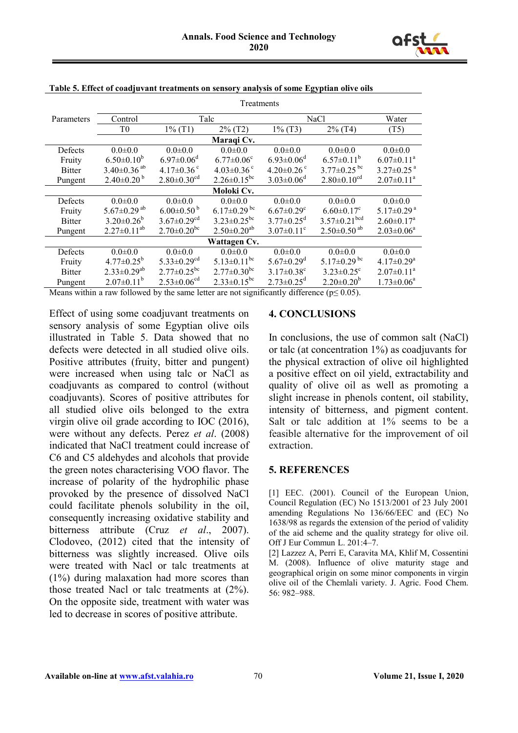**Table 5. Effect of coadjuvant treatments on sensory analysis of some Egyptian olive oils**

| Parameters | Control | Talc | | NaCl | | Water |
|---|---|---|---|---|---|---|
| | T0 | 1% (T1) | 2% (T2) | 1% (T3) | 2% (T4) | (T5) |
| **Maraqi Cv.** | | | | | | |
| Defects | 0.0±0.0 | 0.0±0.0 | 0.0±0.0 | 0.0±0.0 | 0.0±0.0 | 0.0±0.0 |
| Fruity | $6.50±0.10^{b}$ | $6.97±0.06^{d}$ | $6.77±0.06^{c}$ | $6.93±0.06^{d}$ | $6.57±0.11^{b}$ | $6.07±0.11^{a}$ |
| Bitter | $3.40±0.36^{ab}$ | $4.17±0.36^{c}$ | $4.03±0.36^{c}$ | $4.20±0.26^{c}$ | $3.77±0.25^{bc}$ | $3.27±0.25^{a}$ |
| Pungent | $2.40±0.20^{b}$ | $2.80±0.30^{cd}$ | $2.26±0.15^{bc}$ | $3.03±0.06^{d}$ | $2.80±0.10^{cd}$ | $2.07±0.11^{a}$ |
| **Moloki Cv.** | | | | | | |
| Defects | 0.0±0.0 | 0.0±0.0 | 0.0±0.0 | 0.0±0.0 | 0.0±0.0 | 0.0±0.0 |
| Fruity | $5.67±0.29^{ab}$ | $6.00±0.50^{b}$ | $6.17±0.29^{bc}$ | $6.67±0.29^{c}$ | $6.60±0.17^{c}$ | $5.17±0.29^{a}$ |
| Bitter | $3.20±0.26^{b}$ | $3.67±0.29^{cd}$ | $3.23±0.25^{bc}$ | $3.77±0.25^{d}$ | $3.57±0.21^{bcd}$ | $2.60±0.17^{a}$ |
| Pungent | $2.27±0.11^{ab}$ | $2.70±0.20^{bc}$ | $2.50±0.20^{ab}$ | $3.07±0.11^{c}$ | $2.50±0.50^{ab}$ | $2.03±0.06^{a}$ |
| **Wattagen Cv.** | | | | | | |
| Defects | 0.0±0.0 | 0.0±0.0 | 0.0±0.0 | 0.0±0.0 | 0.0±0.0 | 0.0±0.0 |
| Fruity | $4.77±0.25^{b}$ | $5.33±0.29^{cd}$ | $5.13±0.11^{bc}$ | $5.67±0.29^{d}$ | $5.17±0.29^{bc}$ | $4.17±0.29^{a}$ |
| Bitter | $2.33±0.29^{ab}$ | $2.77±0.25^{bc}$ | $2.77±0.30^{bc}$ | $3.17±0.38^{c}$ | $3.23±0.25^{c}$ | $2.07±0.11^{a}$ |
| Pungent | $2.07±0.11^{b}$ | $2.53±0.06^{cd}$ | $2.33±0.15^{bc}$ | $2.73±0.25^{d}$ | $2.20±0.20^{b}$ | $1.73±0.06^{a}$ |

Means within a raw followed by the same letter are not significantly difference ($p \leq 0.05$).

Effect of using some coadjuvant treatments on sensory analysis of some Egyptian olive oils illustrated in Table 5. Data showed that no defects were detected in all studied olive oils. Positive attributes (fruity, bitter and pungent) were increased when using talc or NaCl as coadjuvants as compared to control (without coadjuvants). Scores of positive attributes for all studied olive oils belonged to the extra virgin olive oil grade according to IOC (2016), were without any defects. Perez *et al*. (2008) indicated that NaCl treatment could increase of C6 and C5 aldehydes and alcohols that provide the green notes characterising VOO flavor. The increase of polarity of the hydrophilic phase provoked by the presence of dissolved NaCl could facilitate phenols solubility in the oil, consequently increasing oxidative stability and bitterness attribute (Cruz *et al*., 2007). Clodoveo, (2012) cited that the intensity of bitterness was slightly increased. Olive oils were treated with Nacl or talc treatments at (1%) during malaxation had more scores than those treated Nacl or talc treatments at (2%). On the opposite side, treatment with water was led to decrease in scores of positive attribute.

## 4. CONCLUSIONS

In conclusions, the use of common salt (NaCl) or talc (at concentration 1%) as coadjuvants for the physical extraction of olive oil highlighted a positive effect on oil yield, extractability and quality of olive oil as well as promoting a slight increase in phenols content, oil stability, intensity of bitterness, and pigment content. Salt or talc addition at 1% seems to be a feasible alternative for the improvement of oil extraction.

## 5. REFERENCES

[1] EEC. (2001). Council of the European Union, Council Regulation (EC) No 1513/2001 of 23 July 2001 amending Regulations No 136/66/EEC and (EC) No 1638/98 as regards the extension of the period of validity of the aid scheme and the quality strategy for olive oil. Off J Eur Commun L. 201:4–7.

[2] Lazzez A, Perri E, Caravita MA, Khlif M, Cossentini M. (2008). Influence of olive maturity stage and geographical origin on some minor components in virgin olive oil of the Chemlali variety. J. Agric. Food Chem. 56: 982–988.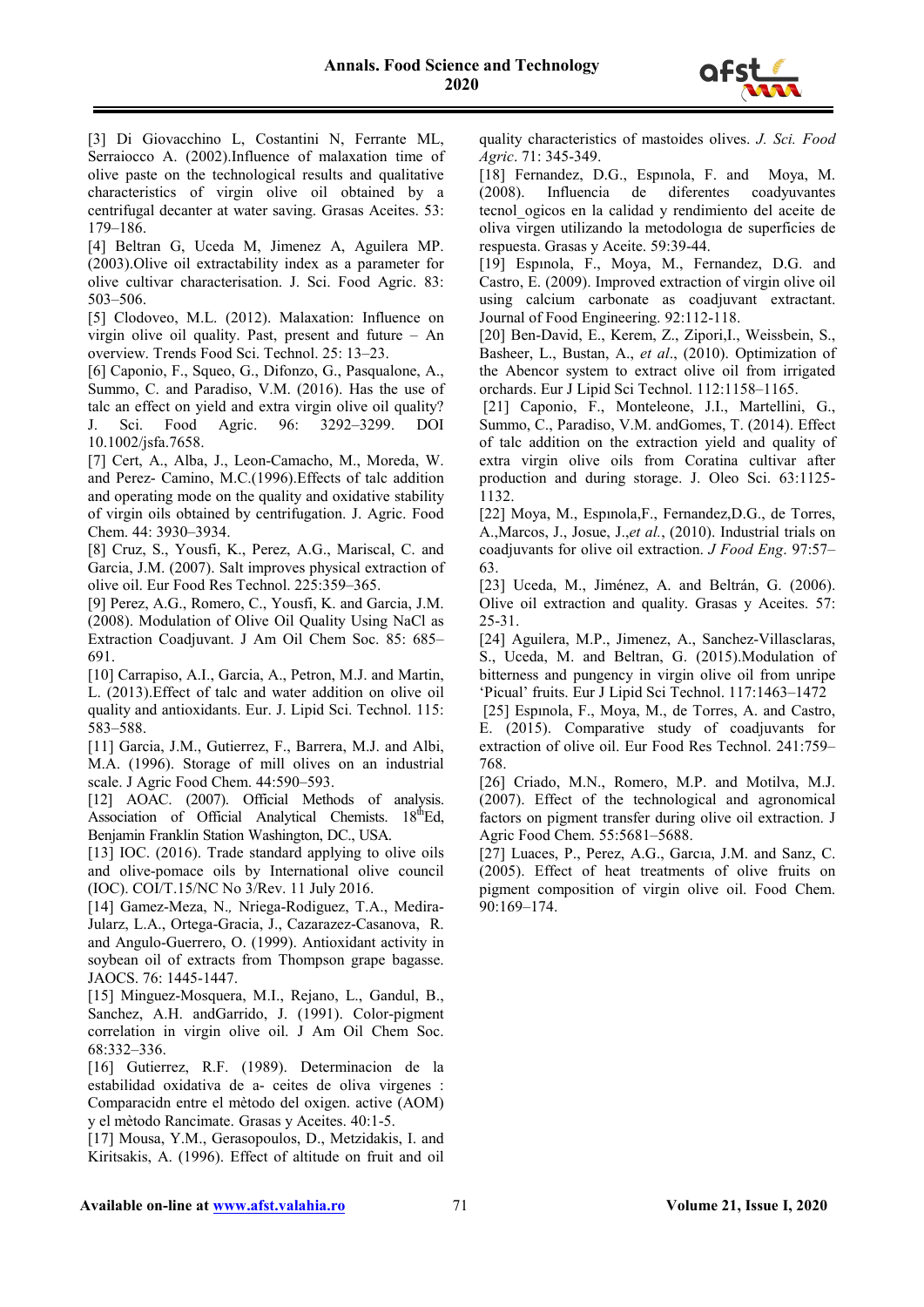[3] Di Giovacchino L, Costantini N, Ferrante ML, Serraiocco A. (2002).Influence of malaxation time of olive paste on the technological results and qualitative characteristics of virgin olive oil obtained by a centrifugal decanter at water saving. Grasas Aceites. 53: 179–186.

[4] Beltran G, Uceda M, Jimenez A, Aguilera MP. (2003).Olive oil extractability index as a parameter for olive cultivar characterisation. J. Sci. Food Agric. 83: 503–506.

[5] Clodoveo, M.L. (2012). Malaxation: Influence on virgin olive oil quality. Past, present and future – An overview. Trends Food Sci. Technol. 25: 13–23.

[6] Caponio, F., Squeo, G., Difonzo, G., Pasqualone, A., Summo, C. and Paradiso, V.M. (2016). Has the use of talc an effect on yield and extra virgin olive oil quality? J. Sci. Food Agric. 96: 3292–3299. DOI 10.1002/jsfa.7658.

[7] Cert, A., Alba, J., Leon-Camacho, M., Moreda, W. and Perez- Camino, M.C.(1996).Effects of talc addition and operating mode on the quality and oxidative stability of virgin oils obtained by centrifugation. J. Agric. Food Chem. 44: 3930–3934.

[8] Cruz, S., Yousfi, K., Perez, A.G., Mariscal, C. and Garcia, J.M. (2007). Salt improves physical extraction of olive oil. Eur Food Res Technol. 225:359–365.

[9] Perez, A.G., Romero, C., Yousfi, K. and Garcia, J.M. (2008). Modulation of Olive Oil Quality Using NaCl as Extraction Coadjuvant. J Am Oil Chem Soc. 85: 685–691.

[10] Carrapiso, A.I., Garcia, A., Petron, M.J. and Martin, L. (2013).Effect of talc and water addition on olive oil quality and antioxidants. Eur. J. Lipid Sci. Technol. 115: 583–588.

[11] Garcia, J.M., Gutierrez, F., Barrera, M.J. and Albi, M.A. (1996). Storage of mill olives on an industrial scale. J Agric Food Chem. 44:590–593.

[12] AOAC. (2007). Official Methods of analysis. Association of Official Analytical Chemists. 18th Ed, Benjamin Franklin Station Washington, DC., USA.

[13] IOC. (2016). Trade standard applying to olive oils and olive-pomace oils by International olive council (IOC). COI/T.15/NC No 3/Rev. 11 July 2016.

[14] Gamez-Meza, N., Nriega-Rodiguez, T.A., Medira-Jularz, L.A., Ortega-Gracia, J., Cazarazez-Casanova, R. and Angulo-Guerrero, O. (1999). Antioxidant activity in soybean oil of extracts from Thompson grape bagasse. JAOCS. 76: 1445-1447.

[15] Minguez-Mosquera, M.I., Rejano, L., Gandul, B., Sanchez, A.H. andGarrido, J. (1991). Color-pigment correlation in virgin olive oil. J Am Oil Chem Soc. 68:332–336.

[16] Gutierrez, R.F. (1989). Determinacion de la estabilidad oxidativa de a- ceites de oliva virgenes : Comparacidn entre el mètodo del oxigen. active (AOM) y el mètodo Rancimate. Grasas y Aceites. 40:1-5.

[17] Mousa, Y.M., Gerasopoulos, D., Metzidakis, I. and Kiritsakis, A. (1996). Effect of altitude on fruit and oil quality characteristics of mastoides olives. *J. Sci. Food Agric*. 71: 345-349.

[18] Fernandez, D.G., Espınola, F. and Moya, M. (2008). Influencia de diferentes coadyuvantes tecnol_ogicos en la calidad y rendimiento del aceite de oliva virgen utilizando la metodologıa de superficies de respuesta. Grasas y Aceite. 59:39-44.

[19] Espınola, F., Moya, M., Fernandez, D.G. and Castro, E. (2009). Improved extraction of virgin olive oil using calcium carbonate as coadjuvant extractant. Journal of Food Engineering. 92:112-118.

[20] Ben-David, E., Kerem, Z., Zipori,I., Weissbein, S., Basheer, L., Bustan, A., *et al*., (2010). Optimization of the Abencor system to extract olive oil from irrigated orchards. Eur J Lipid Sci Technol. 112:1158–1165.

[21] Caponio, F., Monteleone, J.I., Martellini, G., Summo, C., Paradiso, V.M. andGomes, T. (2014). Effect of talc addition on the extraction yield and quality of extra virgin olive oils from Coratina cultivar after production and during storage. J. Oleo Sci. 63:1125-1132.

[22] Moya, M., Espınola,F., Fernandez,D.G., de Torres, A.,Marcos, J., Josue, J.,*et al.*, (2010). Industrial trials on coadjuvants for olive oil extraction. *J Food Eng*. 97:57–63.

[23] Uceda, M., Jiménez, A. and Beltrán, G. (2006). Olive oil extraction and quality. Grasas y Aceites. 57: 25-31.

[24] Aguilera, M.P., Jimenez, A., Sanchez-Villasclaras, S., Uceda, M. and Beltran, G. (2015).Modulation of bitterness and pungency in virgin olive oil from unripe 'Picual' fruits. Eur J Lipid Sci Technol. 117:1463–1472

[25] Espınola, F., Moya, M., de Torres, A. and Castro, E. (2015). Comparative study of coadjuvants for extraction of olive oil. Eur Food Res Technol. 241:759–768.

[26] Criado, M.N., Romero, M.P. and Motilva, M.J. (2007). Effect of the technological and agronomical factors on pigment transfer during olive oil extraction. J Agric Food Chem. 55:5681–5688.

[27] Luaces, P., Perez, A.G., Garcıa, J.M. and Sanz, C. (2005). Effect of heat treatments of olive fruits on pigment composition of virgin olive oil. Food Chem. 90:169–174.